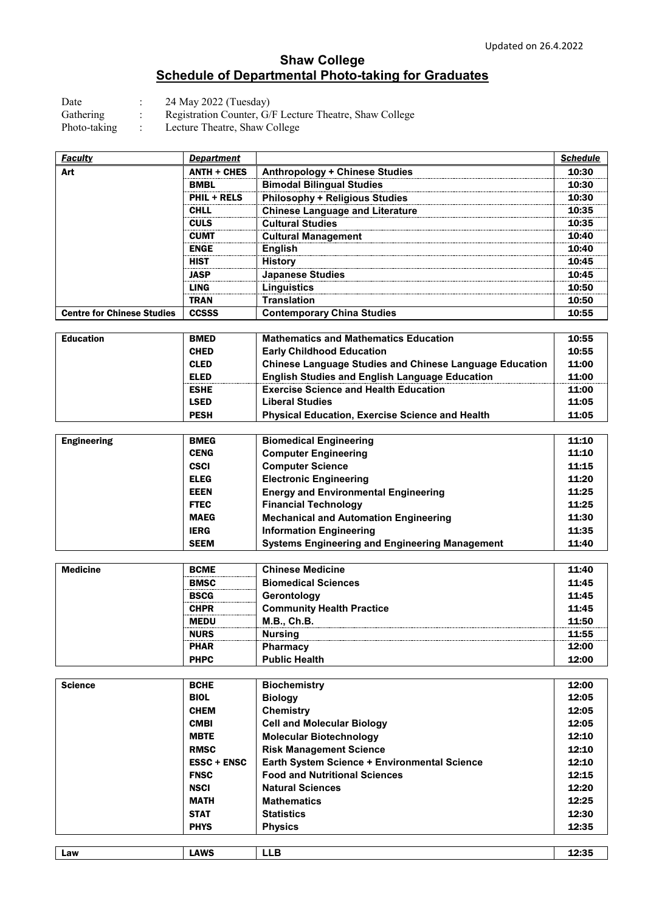Updated on 26.4.2022

# Shaw College
## Schedule of Departmental Photo-taking for Graduates

Date : 24 May 2022 (Tuesday)
Gathering : Registration Counter, G/F Lecture Theatre, Shaw College
Photo-taking : Lecture Theatre, Shaw College

| *Faculty* | *Department* | | *Schedule* |
|---|---|---|---|
| **Art** | **ANTH + CHES** | **Anthropology + Chinese Studies** | **10:30** |
| | **BMBL** | **Bimodal Bilingual Studies** | **10:30** |
| | **PHIL + RELS** | **Philosophy + Religious Studies** | **10:30** |
| | **CHLL** | **Chinese Language and Literature** | **10:35** |
| | **CULS** | **Cultural Studies** | **10:35** |
| | **CUMT** | **Cultural Management** | **10:40** |
| | **ENGE** | **English** | **10:40** |
| | **HIST** | **History** | **10:45** |
| | **JASP** | **Japanese Studies** | **10:45** |
| | **LING** | **Linguistics** | **10:50** |
| | **TRAN** | **Translation** | **10:50** |
| **Centre for Chinese Studies** | **CCSSS** | **Contemporary China Studies** | **10:55** |
| **Education** | **BMED** | **Mathematics and Mathematics Education** | **10:55** |
| | **CHED** | **Early Childhood Education** | **10:55** |
| | **CLED** | **Chinese Language Studies and Chinese Language Education** | **11:00** |
| | **ELED** | **English Studies and English Language Education** | **11:00** |
| | **ESHE** | **Exercise Science and Health Education** | **11:00** |
| | **LSED** | **Liberal Studies** | **11:05** |
| | **PESH** | **Physical Education, Exercise Science and Health** | **11:05** |
| **Engineering** | **BMEG** | **Biomedical Engineering** | **11:10** |
| | **CENG** | **Computer Engineering** | **11:10** |
| | **CSCI** | **Computer Science** | **11:15** |
| | **ELEG** | **Electronic Engineering** | **11:20** |
| | **EEEN** | **Energy and Environmental Engineering** | **11:25** |
| | **FTEC** | **Financial Technology** | **11:25** |
| | **MAEG** | **Mechanical and Automation Engineering** | **11:30** |
| | **IERG** | **Information Engineering** | **11:35** |
| | **SEEM** | **Systems Engineering and Engineering Management** | **11:40** |
| **Medicine** | **BCME** | **Chinese Medicine** | **11:40** |
| | **BMSC** | **Biomedical Sciences** | **11:45** |
| | **BSCG** | **Gerontology** | **11:45** |
| | **CHPR** | **Community Health Practice** | **11:45** |
| | **MEDU** | **M.B., Ch.B.** | **11:50** |
| | **NURS** | **Nursing** | **11:55** |
| | **PHAR** | **Pharmacy** | **12:00** |
| | **PHPC** | **Public Health** | **12:00** |
| **Science** | **BCHE** | **Biochemistry** | **12:00** |
| | **BIOL** | **Biology** | **12:05** |
| | **CHEM** | **Chemistry** | **12:05** |
| | **CMBI** | **Cell and Molecular Biology** | **12:05** |
| | **MBTE** | **Molecular Biotechnology** | **12:10** |
| | **RMSC** | **Risk Management Science** | **12:10** |
| | **ESSC + ENSC** | **Earth System Science + Environmental Science** | **12:10** |
| | **FNSC** | **Food and Nutritional Sciences** | **12:15** |
| | **NSCI** | **Natural Sciences** | **12:20** |
| | **MATH** | **Mathematics** | **12:25** |
| | **STAT** | **Statistics** | **12:30** |
| | **PHYS** | **Physics** | **12:35** |
| **Law** | **LAWS** | **LLB** | **12:35** |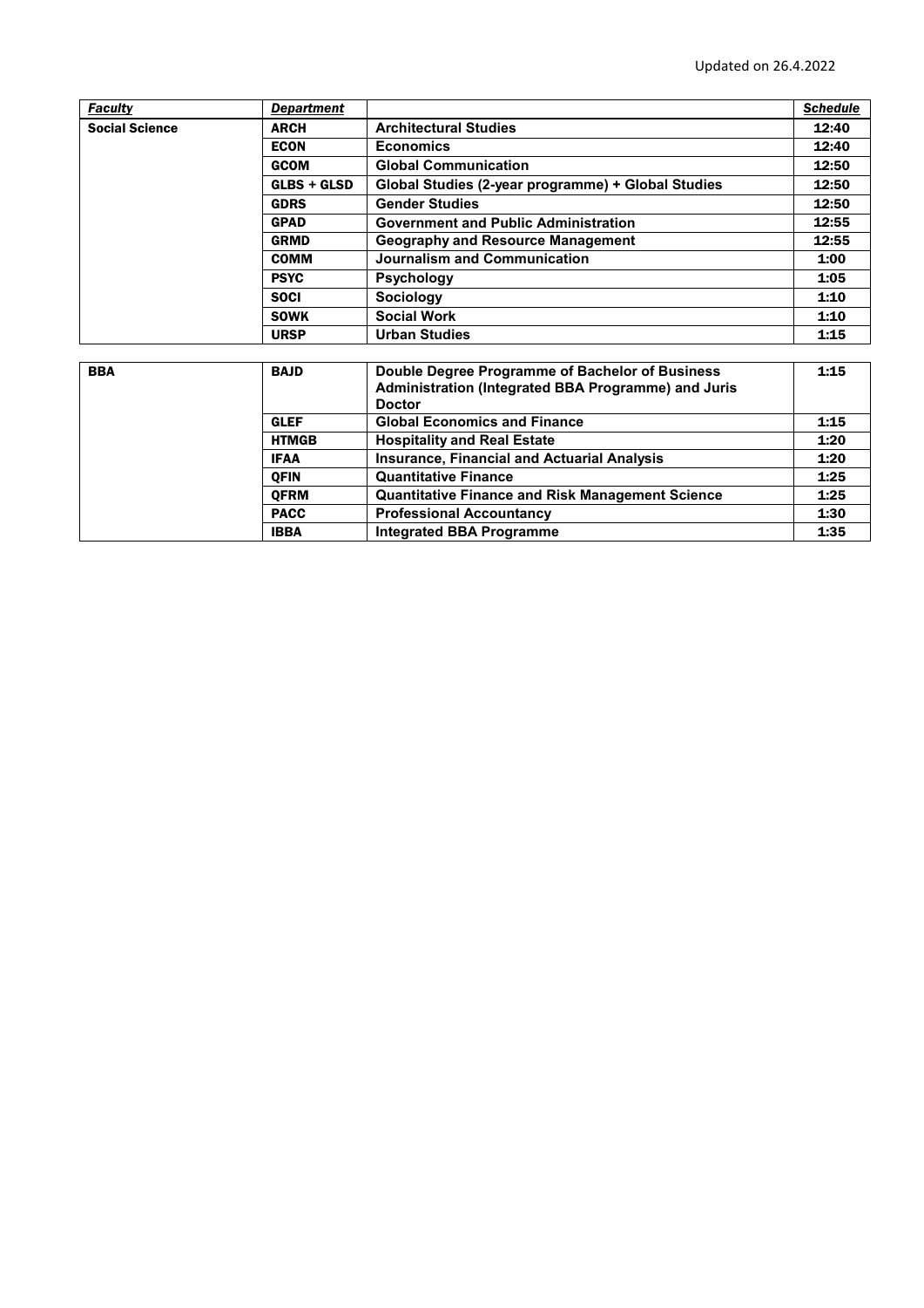Updated on 26.4.2022

| *Faculty* | *Department* | | *Schedule* |
|---|---|---|---|
| **Social Science** | **ARCH** | **Architectural Studies** | **12:40** |
| | **ECON** | **Economics** | **12:40** |
| | **GCOM** | **Global Communication** | **12:50** |
| | **GLBS + GLSD** | **Global Studies (2-year programme) + Global Studies** | **12:50** |
| | **GDRS** | **Gender Studies** | **12:50** |
| | **GPAD** | **Government and Public Administration** | **12:55** |
| | **GRMD** | **Geography and Resource Management** | **12:55** |
| | **COMM** | **Journalism and Communication** | **1:00** |
| | **PSYC** | **Psychology** | **1:05** |
| | **SOCI** | **Sociology** | **1:10** |
| | **SOWK** | **Social Work** | **1:10** |
| | **URSP** | **Urban Studies** | **1:15** |

| | | | |
|---|---|---|---|
| **BBA** | **BAJD** | **Double Degree Programme of Bachelor of Business Administration (Integrated BBA Programme) and Juris Doctor** | **1:15** |
| | **GLEF** | **Global Economics and Finance** | **1:15** |
| | **HTMGB** | **Hospitality and Real Estate** | **1:20** |
| | **IFAA** | **Insurance, Financial and Actuarial Analysis** | **1:20** |
| | **QFIN** | **Quantitative Finance** | **1:25** |
| | **QFRM** | **Quantitative Finance and Risk Management Science** | **1:25** |
| | **PACC** | **Professional Accountancy** | **1:30** |
| | **IBBA** | **Integrated BBA Programme** | **1:35** |